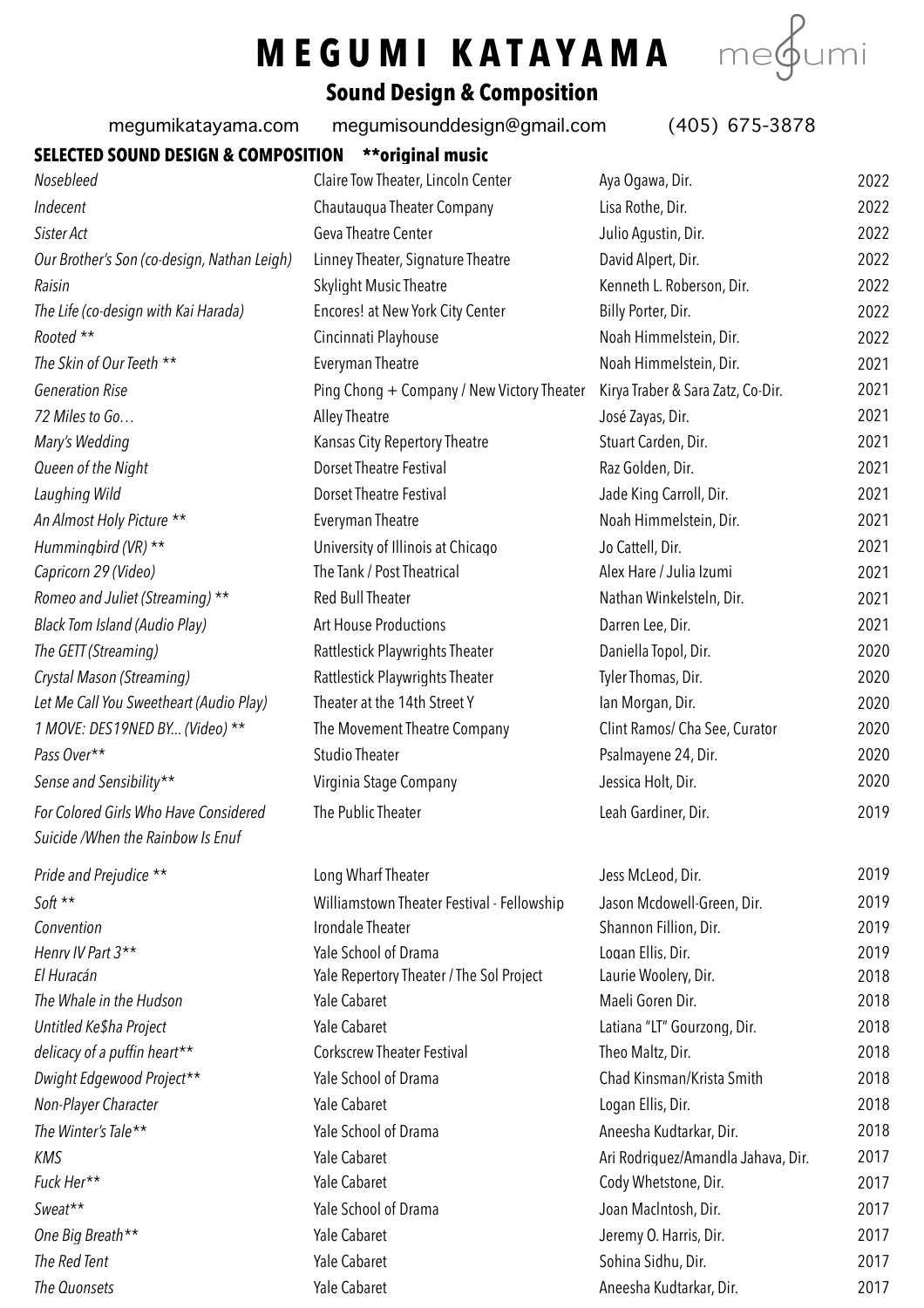# MEGUMI KATAYAMA

megumi

## Sound Design & Composition

megumikatayama.com megumisounddesign@gmail.com (405) 675-3878

### SELECTED SOUND DESIGN & COMPOSITION **original music

| | | | |
|---|---|---|---|
| *Nosebleed* | Claire Tow Theater, Lincoln Center | Aya Ogawa, Dir. | 2022 |
| *Indecent* | Chautauqua Theater Company | Lisa Rothe, Dir. | 2022 |
| *Sister Act* | Geva Theatre Center | Julio Agustin, Dir. | 2022 |
| *Our Brother's Son (co-design, Nathan Leigh)* | Linney Theater, Signature Theatre | David Alpert, Dir. | 2022 |
| *Raisin* | Skylight Music Theatre | Kenneth L. Roberson, Dir. | 2022 |
| *The Life (co-design with Kai Harada)* | Encores! at New York City Center | Billy Porter, Dir. | 2022 |
| *Rooted ** * | Cincinnati Playhouse | Noah Himmelstein, Dir. | 2022 |
| *The Skin of Our Teeth ** * | Everyman Theatre | Noah Himmelstein, Dir. | 2021 |
| *Generation Rise* | Ping Chong + Company / New Victory Theater | Kirya Traber & Sara Zatz, Co-Dir. | 2021 |
| *72 Miles to Go…* | Alley Theatre | José Zayas, Dir. | 2021 |
| *Mary's Wedding* | Kansas City Repertory Theatre | Stuart Carden, Dir. | 2021 |
| *Queen of the Night* | Dorset Theatre Festival | Raz Golden, Dir. | 2021 |
| *Laughing Wild* | Dorset Theatre Festival | Jade King Carroll, Dir. | 2021 |
| *An Almost Holy Picture ** * | Everyman Theatre | Noah Himmelstein, Dir. | 2021 |
| *Hummingbird (VR) ** * | University of Illinois at Chicago | Jo Cattell, Dir. | 2021 |
| *Capricorn 29 (Video)* | The Tank / Post Theatrical | Alex Hare / Julia Izumi | 2021 |
| *Romeo and Juliet (Streaming) ** * | Red Bull Theater | Nathan Winkelsteln, Dir. | 2021 |
| *Black Tom Island (Audio Play)* | Art House Productions | Darren Lee, Dir. | 2021 |
| *The GETT (Streaming)* | Rattlestick Playwrights Theater | Daniella Topol, Dir. | 2020 |
| *Crystal Mason (Streaming)* | Rattlestick Playwrights Theater | Tyler Thomas, Dir. | 2020 |
| *Let Me Call You Sweetheart (Audio Play)* | Theater at the 14th Street Y | Ian Morgan, Dir. | 2020 |
| *1 MOVE: DES19NED BY... (Video) ** * | The Movement Theatre Company | Clint Ramos/ Cha See, Curator | 2020 |
| *Pass Over*** | Studio Theater | Psalmayene 24, Dir. | 2020 |
| *Sense and Sensibility*** | Virginia Stage Company | Jessica Holt, Dir. | 2020 |
| *For Colored Girls Who Have Considered Suicide /When the Rainbow Is Enuf* | The Public Theater | Leah Gardiner, Dir. | 2019 |
| *Pride and Prejudice ** * | Long Wharf Theater | Jess McLeod, Dir. | 2019 |
| *Soft ** * | Williamstown Theater Festival - Fellowship | Jason Mcdowell-Green, Dir. | 2019 |
| *Convention* | Irondale Theater | Shannon Fillion, Dir. | 2019 |
| *Henry IV Part 3*** | Yale School of Drama | Logan Ellis, Dir. | 2019 |
| *El Huracán* | Yale Repertory Theater / The Sol Project | Laurie Woolery, Dir. | 2018 |
| *The Whale in the Hudson* | Yale Cabaret | Maeli Goren Dir. | 2018 |
| *Untitled Ke$ha Project* | Yale Cabaret | Latiana "LT" Gourzong, Dir. | 2018 |
| *delicacy of a puffin heart*** | Corkscrew Theater Festival | Theo Maltz, Dir. | 2018 |
| *Dwight Edgewood Project*** | Yale School of Drama | Chad Kinsman/Krista Smith | 2018 |
| *Non-Player Character* | Yale Cabaret | Logan Ellis, Dir. | 2018 |
| *The Winter's Tale*** | Yale School of Drama | Aneesha Kudtarkar, Dir. | 2018 |
| *KMS* | Yale Cabaret | Ari Rodriguez/Amandla Jahava, Dir. | 2017 |
| *Fuck Her*** | Yale Cabaret | Cody Whetstone, Dir. | 2017 |
| *Sweat*** | Yale School of Drama | Joan MacIntosh, Dir. | 2017 |
| *One Big Breath*** | Yale Cabaret | Jeremy O. Harris, Dir. | 2017 |
| *The Red Tent* | Yale Cabaret | Sohina Sidhu, Dir. | 2017 |
| *The Quonsets* | Yale Cabaret | Aneesha Kudtarkar, Dir. | 2017 |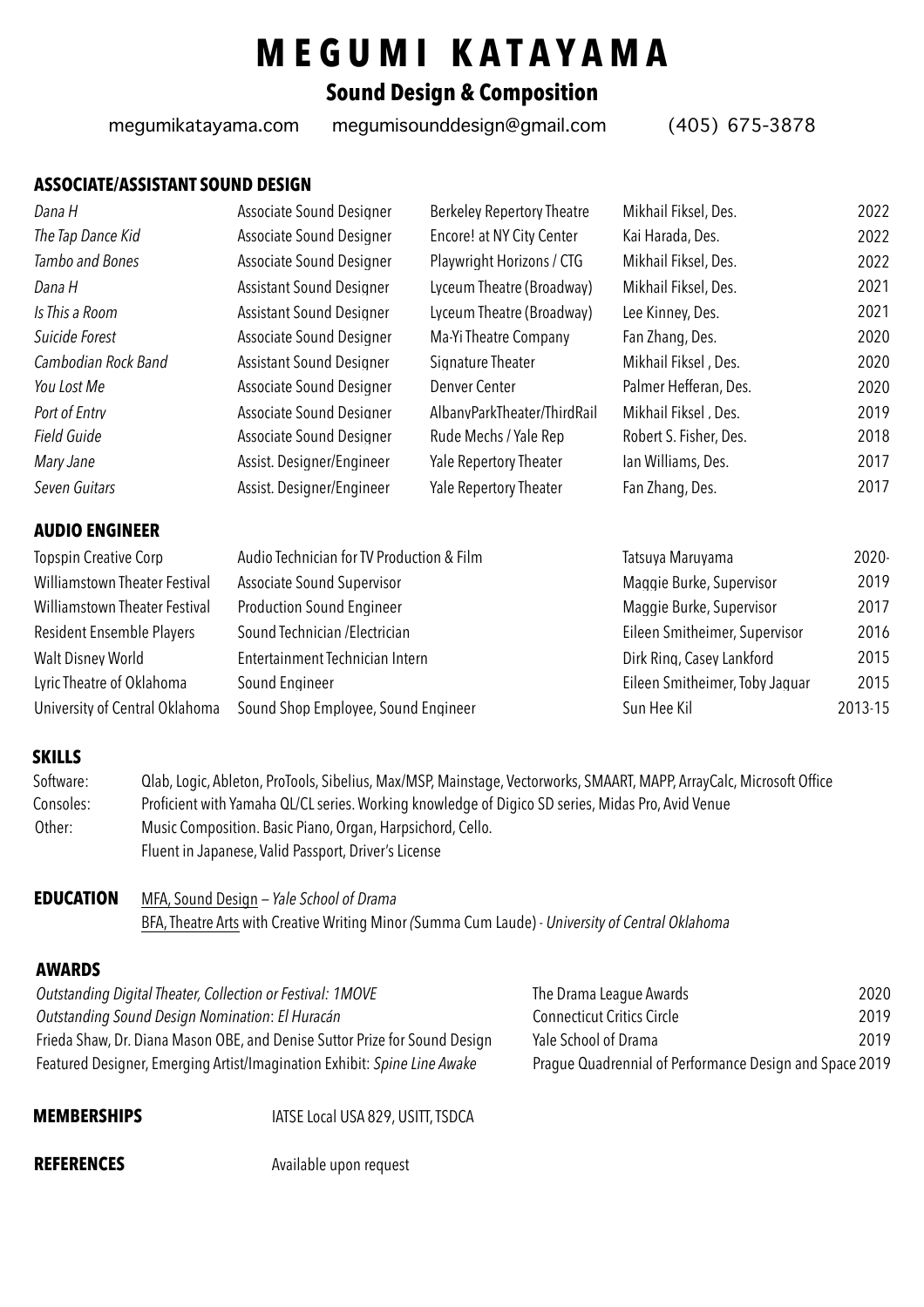# M E G U M I K A T A Y A M A

## Sound Design & Composition

megumikatayama.com megumisounddesign@gmail.com (405) 675-3878

### ASSOCIATE/ASSISTANT SOUND DESIGN

| | | | | |
|---|---|---|---|---|
| *Dana H* | Associate Sound Designer | Berkeley Repertory Theatre | Mikhail Fiksel, Des. | 2022 |
| *The Tap Dance Kid* | Associate Sound Designer | Encore! at NY City Center | Kai Harada, Des. | 2022 |
| *Tambo and Bones* | Associate Sound Designer | Playwright Horizons / CTG | Mikhail Fiksel, Des. | 2022 |
| *Dana H* | Assistant Sound Designer | Lyceum Theatre (Broadway) | Mikhail Fiksel, Des. | 2021 |
| *Is This a Room* | Assistant Sound Designer | Lyceum Theatre (Broadway) | Lee Kinney, Des. | 2021 |
| *Suicide Forest* | Associate Sound Designer | Ma-Yi Theatre Company | Fan Zhang, Des. | 2020 |
| *Cambodian Rock Band* | Assistant Sound Designer | Signature Theater | Mikhail Fiksel , Des. | 2020 |
| *You Lost Me* | Associate Sound Designer | Denver Center | Palmer Hefferan, Des. | 2020 |
| *Port of Entry* | Associate Sound Designer | AlbanyParkTheater/ThirdRail | Mikhail Fiksel , Des. | 2019 |
| *Field Guide* | Associate Sound Designer | Rude Mechs / Yale Rep | Robert S. Fisher, Des. | 2018 |
| *Mary Jane* | Assist. Designer/Engineer | Yale Repertory Theater | Ian Williams, Des. | 2017 |
| *Seven Guitars* | Assist. Designer/Engineer | Yale Repertory Theater | Fan Zhang, Des. | 2017 |

### AUDIO ENGINEER

| | | | |
|---|---|---|---|
| Topspin Creative Corp | Audio Technician for TV Production & Film | Tatsuya Maruyama | 2020- |
| Williamstown Theater Festival | Associate Sound Supervisor | Maggie Burke, Supervisor | 2019 |
| Williamstown Theater Festival | Production Sound Engineer | Maggie Burke, Supervisor | 2017 |
| Resident Ensemble Players | Sound Technician /Electrician | Eileen Smitheimer, Supervisor | 2016 |
| Walt Disney World | Entertainment Technician Intern | Dirk Ring, Casey Lankford | 2015 |
| Lyric Theatre of Oklahoma | Sound Engineer | Eileen Smitheimer, Toby Jaguar | 2015 |
| University of Central Oklahoma | Sound Shop Employee, Sound Engineer | Sun Hee Kil | 2013-15 |

### SKILLS

Software: Qlab, Logic, Ableton, ProTools, Sibelius, Max/MSP, Mainstage, Vectorworks, SMAART, MAPP, ArrayCalc, Microsoft Office

Consoles: Proficient with Yamaha QL/CL series. Working knowledge of Digico SD series, Midas Pro, Avid Venue

Other: Music Composition. Basic Piano, Organ, Harpsichord, Cello.
Fluent in Japanese, Valid Passport, Driver's License

### EDUCATION

MFA, Sound Design – *Yale School of Drama*

BFA, Theatre Arts with Creative Writing Minor (Summa Cum Laude) - *University of Central Oklahoma*

### AWARDS

| | | |
|---|---|---|
| *Outstanding Digital Theater, Collection or Festival: 1MOVE* | The Drama League Awards | 2020 |
| *Outstanding Sound Design Nomination: El Huracán* | Connecticut Critics Circle | 2019 |
| Frieda Shaw, Dr. Diana Mason OBE, and Denise Suttor Prize for Sound Design | Yale School of Drama | 2019 |
| Featured Designer, Emerging Artist/Imagination Exhibit: *Spine Line Awake* | Prague Quadrennial of Performance Design and Space | 2019 |

### MEMBERSHIPS

IATSE Local USA 829, USITT, TSDCA

### REFERENCES

Available upon request